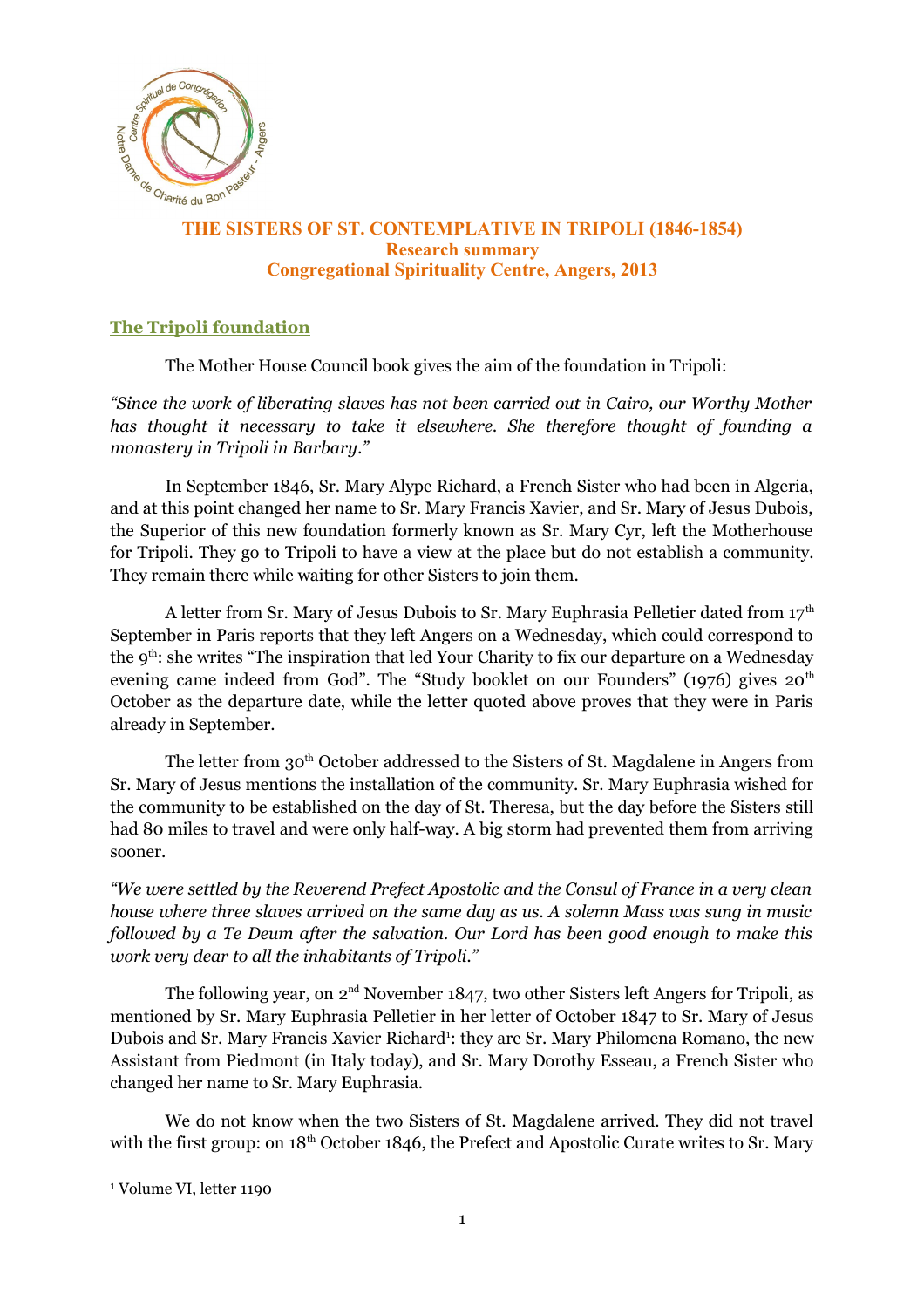# THE SISTERS OF ST. CONTEMPLATIVE IN TRIPOLI (1846-1854)
## Research summary
## Congregational Spirituality Centre, Angers, 2013

### The Tripoli foundation

The Mother House Council book gives the aim of the foundation in Tripoli:

*"Since the work of liberating slaves has not been carried out in Cairo, our Worthy Mother has thought it necessary to take it elsewhere. She therefore thought of founding a monastery in Tripoli in Barbary."*

In September 1846, Sr. Mary Alype Richard, a French Sister who had been in Algeria, and at this point changed her name to Sr. Mary Francis Xavier, and Sr. Mary of Jesus Dubois, the Superior of this new foundation formerly known as Sr. Mary Cyr, left the Motherhouse for Tripoli. They go to Tripoli to have a view at the place but do not establish a community. They remain there while waiting for other Sisters to join them.

A letter from Sr. Mary of Jesus Dubois to Sr. Mary Euphrasia Pelletier dated from 17th September in Paris reports that they left Angers on a Wednesday, which could correspond to the 9th: she writes "The inspiration that led Your Charity to fix our departure on a Wednesday evening came indeed from God". The "Study booklet on our Founders" (1976) gives 20th October as the departure date, while the letter quoted above proves that they were in Paris already in September.

The letter from 30th October addressed to the Sisters of St. Magdalene in Angers from Sr. Mary of Jesus mentions the installation of the community. Sr. Mary Euphrasia wished for the community to be established on the day of St. Theresa, but the day before the Sisters still had 80 miles to travel and were only half-way. A big storm had prevented them from arriving sooner.

*"We were settled by the Reverend Prefect Apostolic and the Consul of France in a very clean house where three slaves arrived on the same day as us. A solemn Mass was sung in music followed by a Te Deum after the salvation. Our Lord has been good enough to make this work very dear to all the inhabitants of Tripoli."*

The following year, on 2nd November 1847, two other Sisters left Angers for Tripoli, as mentioned by Sr. Mary Euphrasia Pelletier in her letter of October 1847 to Sr. Mary of Jesus Dubois and Sr. Mary Francis Xavier Richard[1]: they are Sr. Mary Philomena Romano, the new Assistant from Piedmont (in Italy today), and Sr. Mary Dorothy Esseau, a French Sister who changed her name to Sr. Mary Euphrasia.

We do not know when the two Sisters of St. Magdalene arrived. They did not travel with the first group: on 18th October 1846, the Prefect and Apostolic Curate writes to Sr. Mary

[1] Volume VI, letter 1190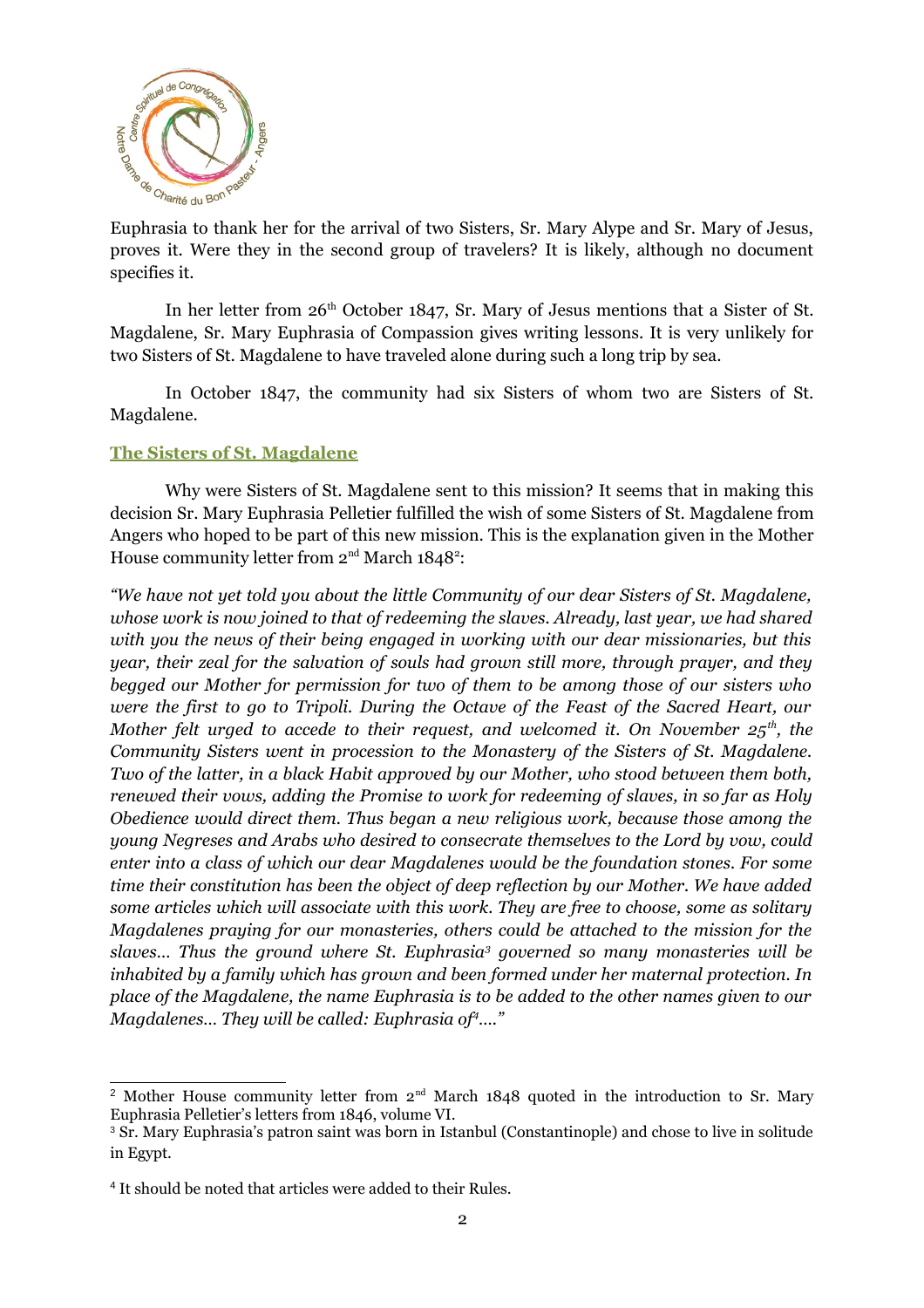Euphrasia to thank her for the arrival of two Sisters, Sr. Mary Alype and Sr. Mary of Jesus, proves it. Were they in the second group of travelers? It is likely, although no document specifies it.

In her letter from 26th October 1847, Sr. Mary of Jesus mentions that a Sister of St. Magdalene, Sr. Mary Euphrasia of Compassion gives writing lessons. It is very unlikely for two Sisters of St. Magdalene to have traveled alone during such a long trip by sea.

In October 1847, the community had six Sisters of whom two are Sisters of St. Magdalene.

## The Sisters of St. Magdalene

Why were Sisters of St. Magdalene sent to this mission? It seems that in making this decision Sr. Mary Euphrasia Pelletier fulfilled the wish of some Sisters of St. Magdalene from Angers who hoped to be part of this new mission. This is the explanation given in the Mother House community letter from 2nd March 1848[2]:

*"We have not yet told you about the little Community of our dear Sisters of St. Magdalene, whose work is now joined to that of redeeming the slaves. Already, last year, we had shared with you the news of their being engaged in working with our dear missionaries, but this year, their zeal for the salvation of souls had grown still more, through prayer, and they begged our Mother for permission for two of them to be among those of our sisters who were the first to go to Tripoli. During the Octave of the Feast of the Sacred Heart, our Mother felt urged to accede to their request, and welcomed it. On November 25th, the Community Sisters went in procession to the Monastery of the Sisters of St. Magdalene. Two of the latter, in a black Habit approved by our Mother, who stood between them both, renewed their vows, adding the Promise to work for redeeming of slaves, in so far as Holy Obedience would direct them. Thus began a new religious work, because those among the young Negreses and Arabs who desired to consecrate themselves to the Lord by vow, could enter into a class of which our dear Magdalenes would be the foundation stones. For some time their constitution has been the object of deep reflection by our Mother. We have added some articles which will associate with this work. They are free to choose, some as solitary Magdalenes praying for our monasteries, others could be attached to the mission for the slaves… Thus the ground where St. Euphrasia[3] governed so many monasteries will be inhabited by a family which has grown and been formed under her maternal protection. In place of the Magdalene, the name Euphrasia is to be added to the other names given to our Magdalenes… They will be called: Euphrasia of[4]…."*

---

[2] Mother House community letter from 2nd March 1848 quoted in the introduction to Sr. Mary Euphrasia Pelletier's letters from 1846, volume VI.

[3] Sr. Mary Euphrasia's patron saint was born in Istanbul (Constantinople) and chose to live in solitude in Egypt.

[4] It should be noted that articles were added to their Rules.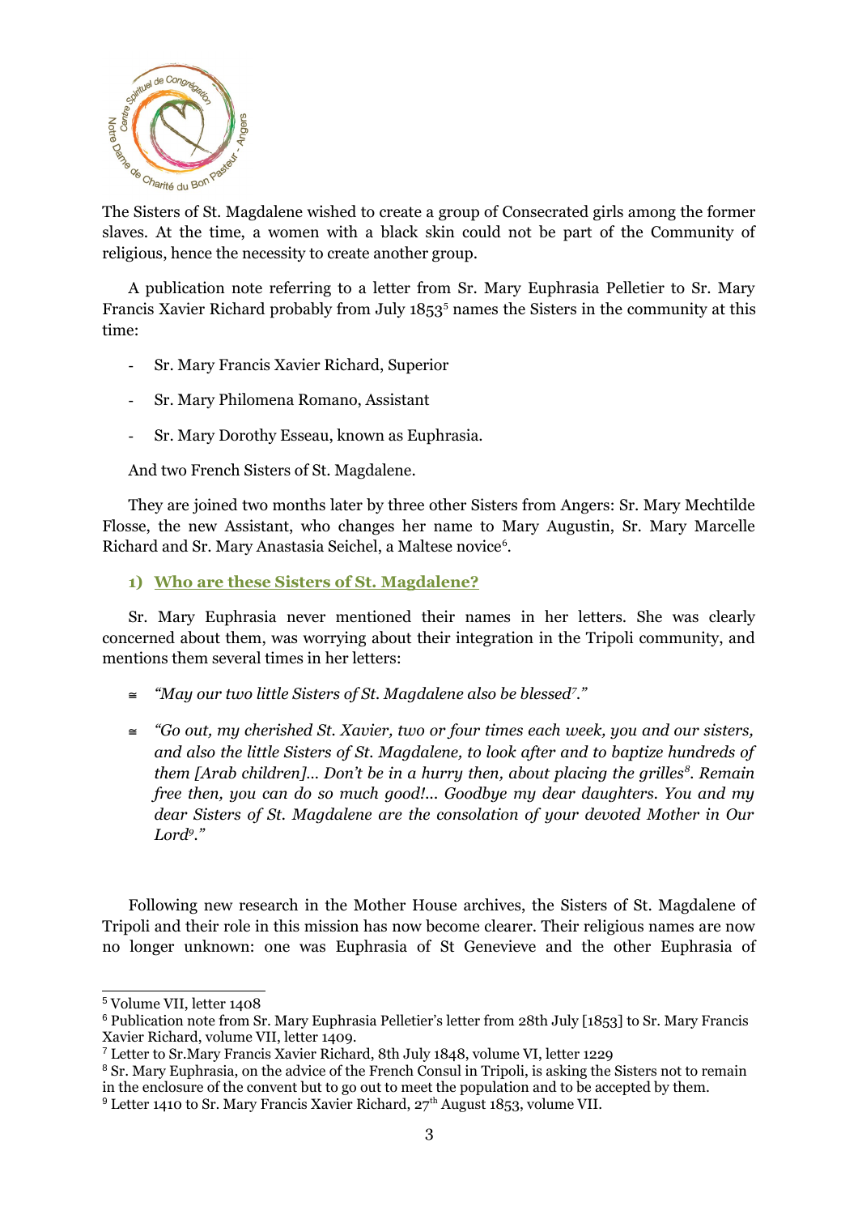The Sisters of St. Magdalene wished to create a group of Consecrated girls among the former slaves. At the time, a women with a black skin could not be part of the Community of religious, hence the necessity to create another group.

A publication note referring to a letter from Sr. Mary Euphrasia Pelletier to Sr. Mary Francis Xavier Richard probably from July 1853[5] names the Sisters in the community at this time:

- Sr. Mary Francis Xavier Richard, Superior
- Sr. Mary Philomena Romano, Assistant
- Sr. Mary Dorothy Esseau, known as Euphrasia.

And two French Sisters of St. Magdalene.

They are joined two months later by three other Sisters from Angers: Sr. Mary Mechtilde Flosse, the new Assistant, who changes her name to Mary Augustin, Sr. Mary Marcelle Richard and Sr. Mary Anastasia Seichel, a Maltese novice[6].

### 1) Who are these Sisters of St. Magdalene?

Sr. Mary Euphrasia never mentioned their names in her letters. She was clearly concerned about them, was worrying about their integration in the Tripoli community, and mentions them several times in her letters:

- *"May our two little Sisters of St. Magdalene also be blessed[7]."*
- *"Go out, my cherished St. Xavier, two or four times each week, you and our sisters, and also the little Sisters of St. Magdalene, to look after and to baptize hundreds of them [Arab children]... Don't be in a hurry then, about placing the grilles[8]. Remain free then, you can do so much good!... Goodbye my dear daughters. You and my dear Sisters of St. Magdalene are the consolation of your devoted Mother in Our Lord[9]."*

Following new research in the Mother House archives, the Sisters of St. Magdalene of Tripoli and their role in this mission has now become clearer. Their religious names are now no longer unknown: one was Euphrasia of St Genevieve and the other Euphrasia of

---

[5] Volume VII, letter 1408

[6] Publication note from Sr. Mary Euphrasia Pelletier's letter from 28th July [1853] to Sr. Mary Francis Xavier Richard, volume VII, letter 1409.

[7] Letter to Sr.Mary Francis Xavier Richard, 8th July 1848, volume VI, letter 1229

[8] Sr. Mary Euphrasia, on the advice of the French Consul in Tripoli, is asking the Sisters not to remain in the enclosure of the convent but to go out to meet the population and to be accepted by them.

[9] Letter 1410 to Sr. Mary Francis Xavier Richard, 27th August 1853, volume VII.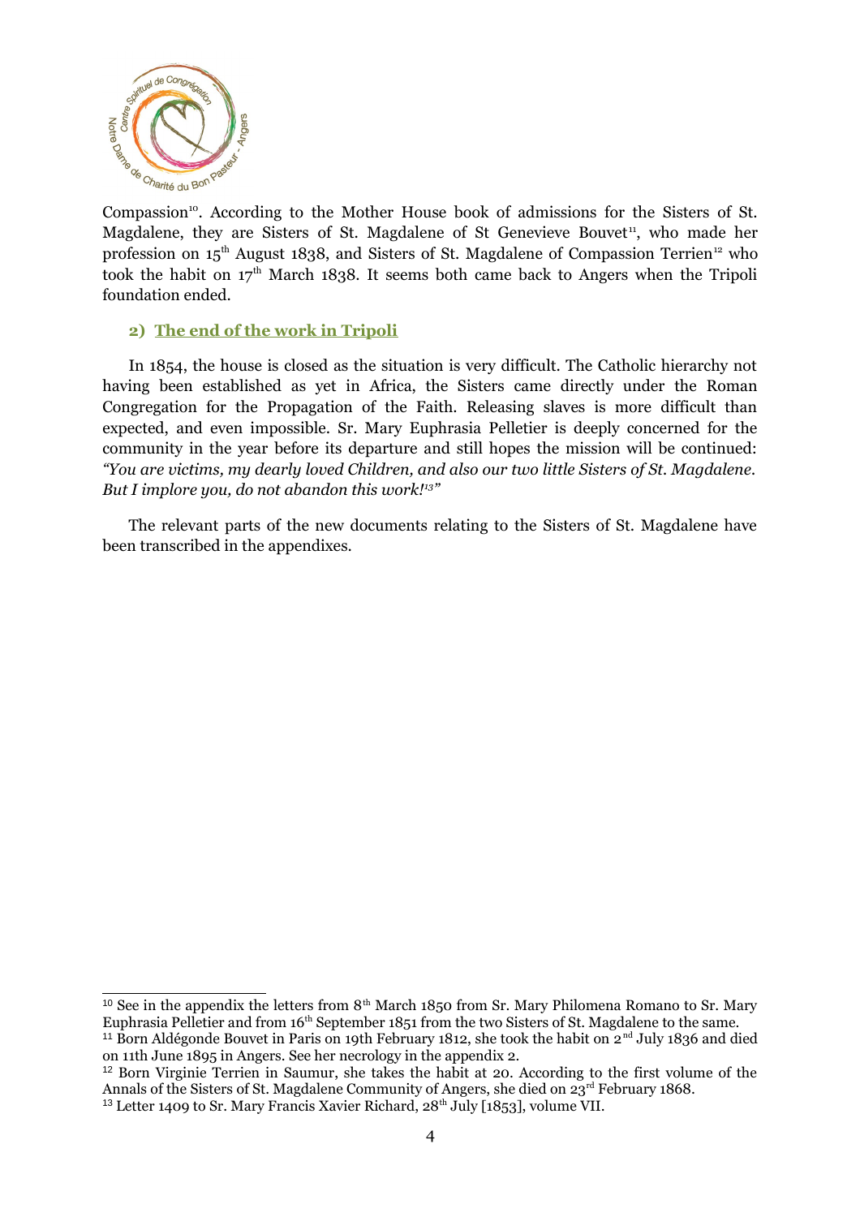Compassion[10]. According to the Mother House book of admissions for the Sisters of St. Magdalene, they are Sisters of St. Magdalene of St Genevieve Bouvet[11], who made her profession on 15th August 1838, and Sisters of St. Magdalene of Compassion Terrien[12] who took the habit on 17th March 1838. It seems both came back to Angers when the Tripoli foundation ended.

## 2) The end of the work in Tripoli

In 1854, the house is closed as the situation is very difficult. The Catholic hierarchy not having been established as yet in Africa, the Sisters came directly under the Roman Congregation for the Propagation of the Faith. Releasing slaves is more difficult than expected, and even impossible. Sr. Mary Euphrasia Pelletier is deeply concerned for the community in the year before its departure and still hopes the mission will be continued: *"You are victims, my dearly loved Children, and also our two little Sisters of St. Magdalene. But I implore you, do not abandon this work!*[13]*"*

The relevant parts of the new documents relating to the Sisters of St. Magdalene have been transcribed in the appendixes.

---

[10] See in the appendix the letters from 8th March 1850 from Sr. Mary Philomena Romano to Sr. Mary Euphrasia Pelletier and from 16th September 1851 from the two Sisters of St. Magdalene to the same.

[11] Born Aldégonde Bouvet in Paris on 19th February 1812, she took the habit on 2nd July 1836 and died on 11th June 1895 in Angers. See her necrology in the appendix 2.

[12] Born Virginie Terrien in Saumur, she takes the habit at 20. According to the first volume of the Annals of the Sisters of St. Magdalene Community of Angers, she died on 23rd February 1868.

[13] Letter 1409 to Sr. Mary Francis Xavier Richard, 28th July [1853], volume VII.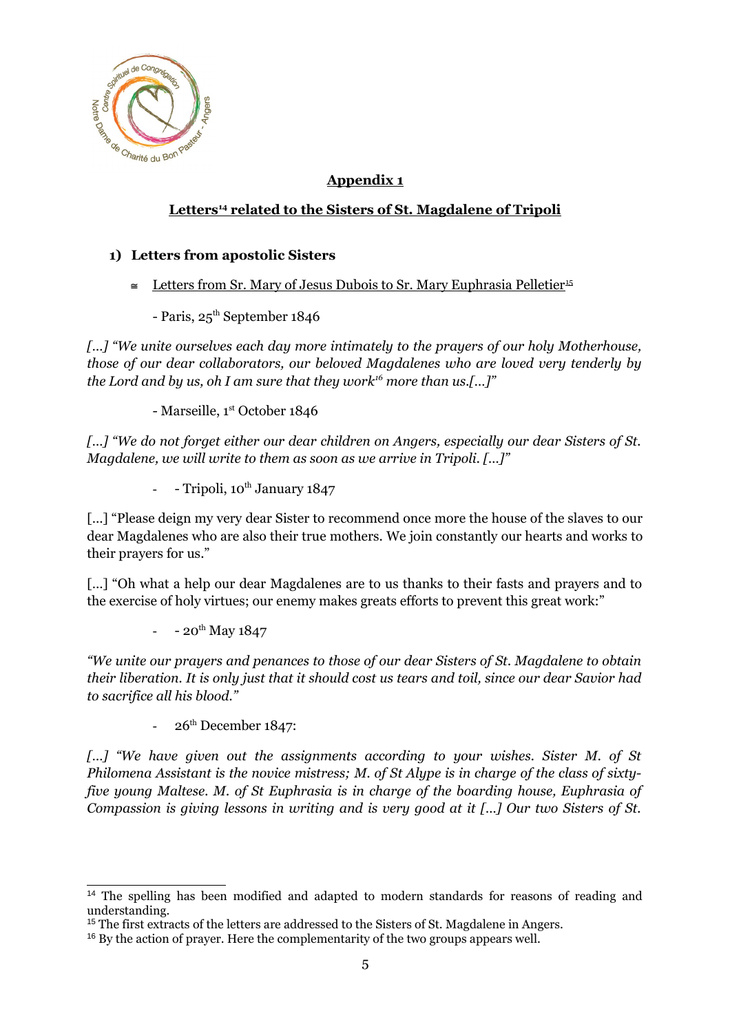## Appendix 1

## Letters[14] related to the Sisters of St. Magdalene of Tripoli

### 1) Letters from apostolic Sisters

≅ Letters from Sr. Mary of Jesus Dubois to Sr. Mary Euphrasia Pelletier[15]

- Paris, 25th September 1846

*[…] "We unite ourselves each day more intimately to the prayers of our holy Motherhouse, those of our dear collaborators, our beloved Magdalenes who are loved very tenderly by the Lord and by us, oh I am sure that they work[16] more than us.[…]"*

- Marseille, 1st October 1846

*[…] "We do not forget either our dear children on Angers, especially our dear Sisters of St. Magdalene, we will write to them as soon as we arrive in Tripoli. […]"*

- - Tripoli, 10th January 1847

[…] "Please deign my very dear Sister to recommend once more the house of the slaves to our dear Magdalenes who are also their true mothers. We join constantly our hearts and works to their prayers for us."

[…] "Oh what a help our dear Magdalenes are to us thanks to their fasts and prayers and to the exercise of holy virtues; our enemy makes greats efforts to prevent this great work:"

- - 20th May 1847

*"We unite our prayers and penances to those of our dear Sisters of St. Magdalene to obtain their liberation. It is only just that it should cost us tears and toil, since our dear Savior had to sacrifice all his blood."*

- 26th December 1847:

*[…] "We have given out the assignments according to your wishes. Sister M. of St Philomena Assistant is the novice mistress; M. of St Alype is in charge of the class of sixty-five young Maltese. M. of St Euphrasia is in charge of the boarding house, Euphrasia of Compassion is giving lessons in writing and is very good at it […] Our two Sisters of St.*

---

[14] The spelling has been modified and adapted to modern standards for reasons of reading and understanding.

[15] The first extracts of the letters are addressed to the Sisters of St. Magdalene in Angers.

[16] By the action of prayer. Here the complementarity of the two groups appears well.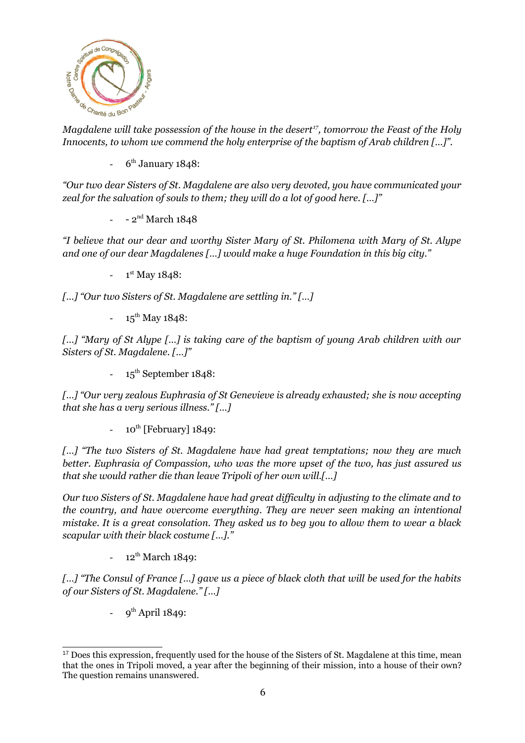*Magdalene will take possession of the house in the desert[17], tomorrow the Feast of the Holy Innocents, to whom we commend the holy enterprise of the baptism of Arab children […]".*

- 6th January 1848:

*"Our two dear Sisters of St. Magdalene are also very devoted, you have communicated your zeal for the salvation of souls to them; they will do a lot of good here. […]"*

- - 2nd March 1848

*"I believe that our dear and worthy Sister Mary of St. Philomena with Mary of St. Alype and one of our dear Magdalenes […] would make a huge Foundation in this big city."*

- 1st May 1848:

*[…] "Our two Sisters of St. Magdalene are settling in." […]*

- 15th May 1848:

*[…] "Mary of St Alype […] is taking care of the baptism of young Arab children with our Sisters of St. Magdalene. […]"*

- 15th September 1848:

*[…] "Our very zealous Euphrasia of St Genevieve is already exhausted; she is now accepting that she has a very serious illness." […]*

- 10th [February] 1849:

*[…] "The two Sisters of St. Magdalene have had great temptations; now they are much better. Euphrasia of Compassion, who was the more upset of the two, has just assured us that she would rather die than leave Tripoli of her own will.[…]*

*Our two Sisters of St. Magdalene have had great difficulty in adjusting to the climate and to the country, and have overcome everything. They are never seen making an intentional mistake. It is a great consolation. They asked us to beg you to allow them to wear a black scapular with their black costume […]."*

- 12th March 1849:

*[…] "The Consul of France […] gave us a piece of black cloth that will be used for the habits of our Sisters of St. Magdalene." […]*

- 9th April 1849:

---

[17] Does this expression, frequently used for the house of the Sisters of St. Magdalene at this time, mean that the ones in Tripoli moved, a year after the beginning of their mission, into a house of their own? The question remains unanswered.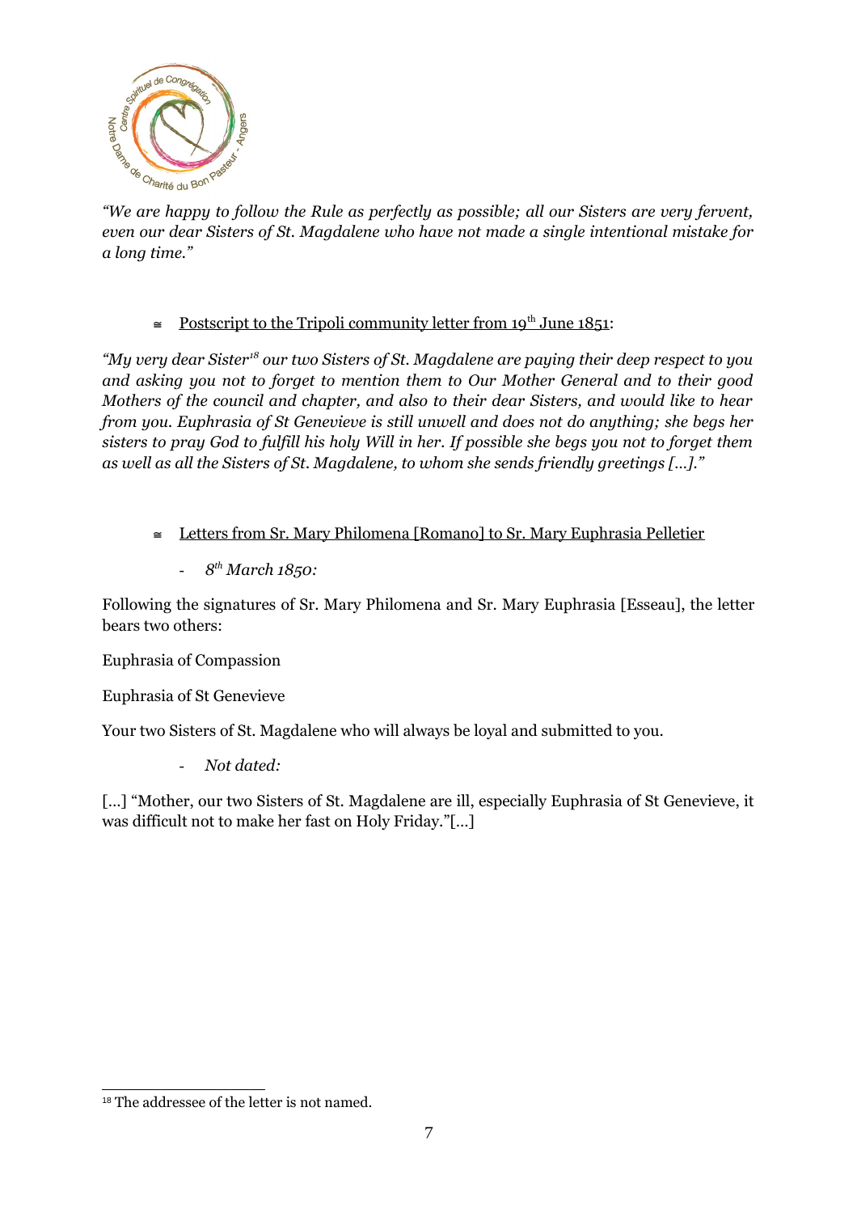*"We are happy to follow the Rule as perfectly as possible; all our Sisters are very fervent, even our dear Sisters of St. Magdalene who have not made a single intentional mistake for a long time."*

- Postscript to the Tripoli community letter from 19th June 1851:

*"My very dear Sister[18] our two Sisters of St. Magdalene are paying their deep respect to you and asking you not to forget to mention them to Our Mother General and to their good Mothers of the council and chapter, and also to their dear Sisters, and would like to hear from you. Euphrasia of St Genevieve is still unwell and does not do anything; she begs her sisters to pray God to fulfill his holy Will in her. If possible she begs you not to forget them as well as all the Sisters of St. Magdalene, to whom she sends friendly greetings […]."*

- Letters from Sr. Mary Philomena [Romano] to Sr. Mary Euphrasia Pelletier

    - *8th March 1850:*

Following the signatures of Sr. Mary Philomena and Sr. Mary Euphrasia [Esseau], the letter bears two others:

Euphrasia of Compassion

Euphrasia of St Genevieve

Your two Sisters of St. Magdalene who will always be loyal and submitted to you.

- *Not dated:*

[…] "Mother, our two Sisters of St. Magdalene are ill, especially Euphrasia of St Genevieve, it was difficult not to make her fast on Holy Friday."[…]

[18] The addressee of the letter is not named.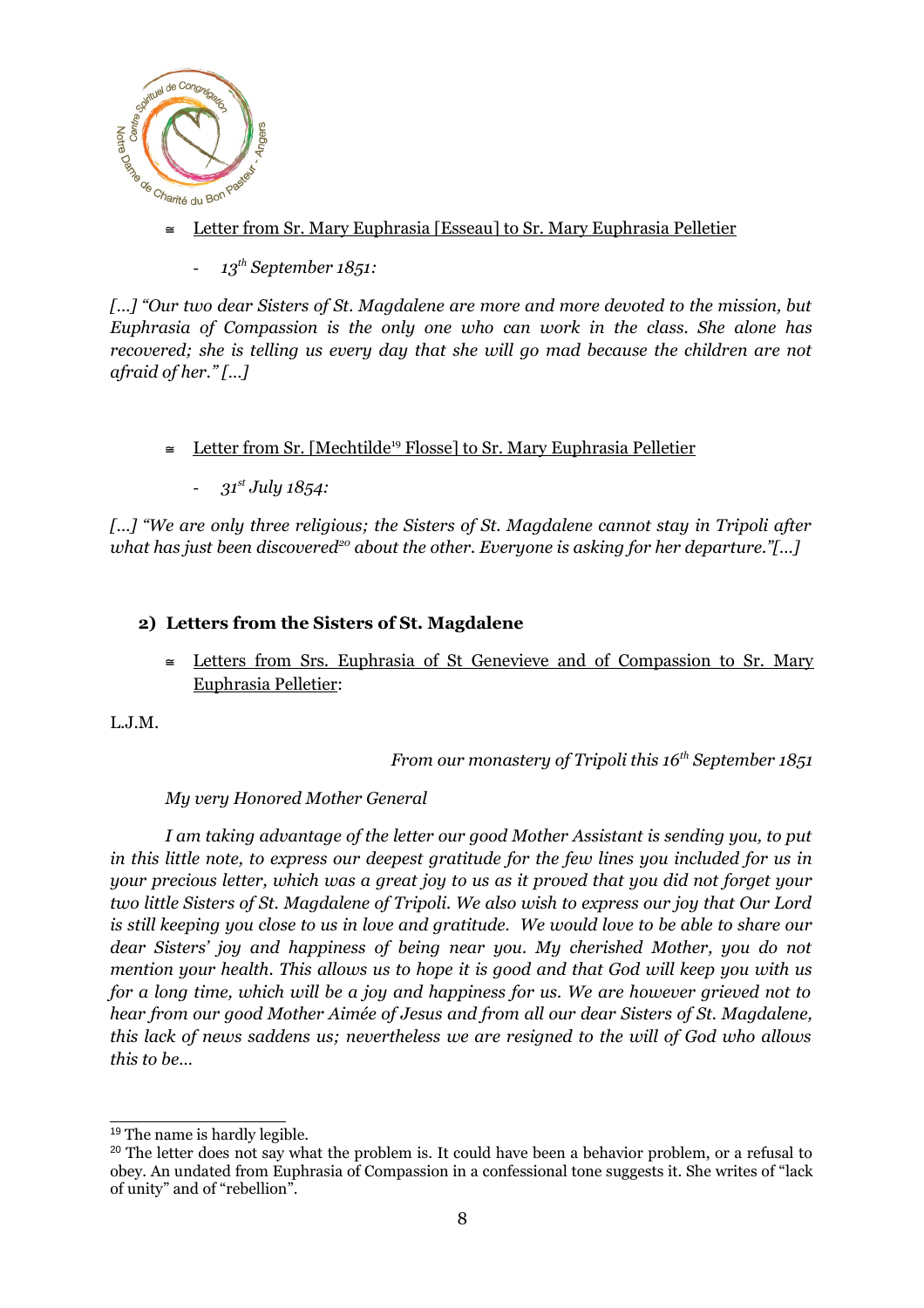≅ Letter from Sr. Mary Euphrasia [Esseau] to Sr. Mary Euphrasia Pelletier

- *13th September 1851:*

*[…] "Our two dear Sisters of St. Magdalene are more and more devoted to the mission, but Euphrasia of Compassion is the only one who can work in the class. She alone has recovered; she is telling us every day that she will go mad because the children are not afraid of her." […]*

≅ Letter from Sr. [Mechtilde[19] Flosse] to Sr. Mary Euphrasia Pelletier

- *31st July 1854:*

*[…] "We are only three religious; the Sisters of St. Magdalene cannot stay in Tripoli after what has just been discovered[20] about the other. Everyone is asking for her departure."[…]*

## 2) Letters from the Sisters of St. Magdalene

≅ Letters from Srs. Euphrasia of St Genevieve and of Compassion to Sr. Mary Euphrasia Pelletier:

L.J.M.

*From our monastery of Tripoli this 16th September 1851*

*My very Honored Mother General*

*I am taking advantage of the letter our good Mother Assistant is sending you, to put in this little note, to express our deepest gratitude for the few lines you included for us in your precious letter, which was a great joy to us as it proved that you did not forget your two little Sisters of St. Magdalene of Tripoli. We also wish to express our joy that Our Lord is still keeping you close to us in love and gratitude. We would love to be able to share our dear Sisters' joy and happiness of being near you. My cherished Mother, you do not mention your health. This allows us to hope it is good and that God will keep you with us for a long time, which will be a joy and happiness for us. We are however grieved not to hear from our good Mother Aimée of Jesus and from all our dear Sisters of St. Magdalene, this lack of news saddens us; nevertheless we are resigned to the will of God who allows this to be…*

---

[19] The name is hardly legible.

[20] The letter does not say what the problem is. It could have been a behavior problem, or a refusal to obey. An undated from Euphrasia of Compassion in a confessional tone suggests it. She writes of "lack of unity" and of "rebellion".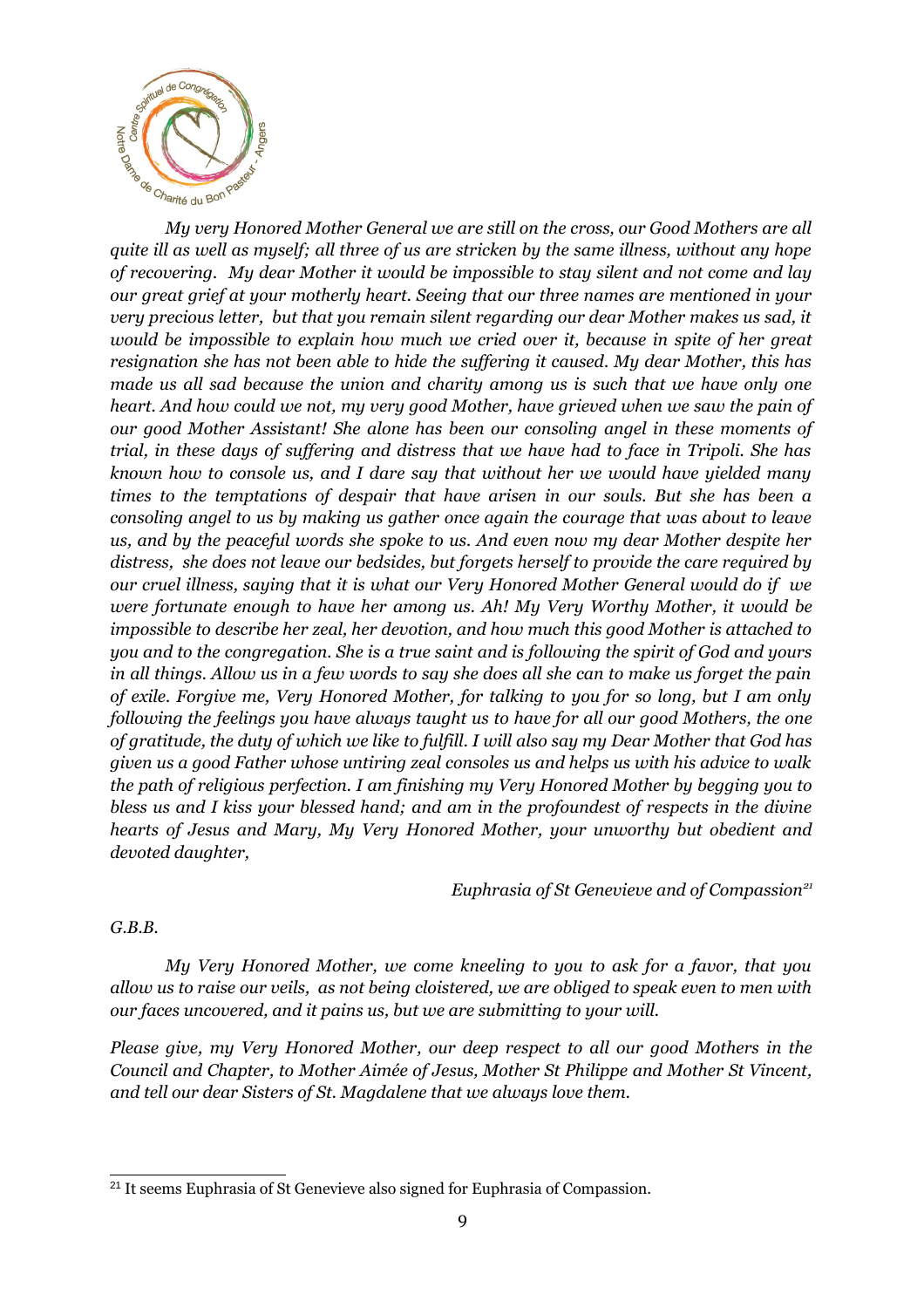*My very Honored Mother General we are still on the cross, our Good Mothers are all quite ill as well as myself; all three of us are stricken by the same illness, without any hope of recovering. My dear Mother it would be impossible to stay silent and not come and lay our great grief at your motherly heart. Seeing that our three names are mentioned in your very precious letter, but that you remain silent regarding our dear Mother makes us sad, it would be impossible to explain how much we cried over it, because in spite of her great resignation she has not been able to hide the suffering it caused. My dear Mother, this has made us all sad because the union and charity among us is such that we have only one heart. And how could we not, my very good Mother, have grieved when we saw the pain of our good Mother Assistant! She alone has been our consoling angel in these moments of trial, in these days of suffering and distress that we have had to face in Tripoli. She has known how to console us, and I dare say that without her we would have yielded many times to the temptations of despair that have arisen in our souls. But she has been a consoling angel to us by making us gather once again the courage that was about to leave us, and by the peaceful words she spoke to us. And even now my dear Mother despite her distress, she does not leave our bedsides, but forgets herself to provide the care required by our cruel illness, saying that it is what our Very Honored Mother General would do if we were fortunate enough to have her among us. Ah! My Very Worthy Mother, it would be impossible to describe her zeal, her devotion, and how much this good Mother is attached to you and to the congregation. She is a true saint and is following the spirit of God and yours in all things. Allow us in a few words to say she does all she can to make us forget the pain of exile. Forgive me, Very Honored Mother, for talking to you for so long, but I am only following the feelings you have always taught us to have for all our good Mothers, the one of gratitude, the duty of which we like to fulfill. I will also say my Dear Mother that God has given us a good Father whose untiring zeal consoles us and helps us with his advice to walk the path of religious perfection. I am finishing my Very Honored Mother by begging you to bless us and I kiss your blessed hand; and am in the profoundest of respects in the divine hearts of Jesus and Mary, My Very Honored Mother, your unworthy but obedient and devoted daughter,*

*Euphrasia of St Genevieve and of Compassion*[21]

*G.B.B.*

*My Very Honored Mother, we come kneeling to you to ask for a favor, that you allow us to raise our veils, as not being cloistered, we are obliged to speak even to men with our faces uncovered, and it pains us, but we are submitting to your will.*

*Please give, my Very Honored Mother, our deep respect to all our good Mothers in the Council and Chapter, to Mother Aimée of Jesus, Mother St Philippe and Mother St Vincent, and tell our dear Sisters of St. Magdalene that we always love them.*

[21] It seems Euphrasia of St Genevieve also signed for Euphrasia of Compassion.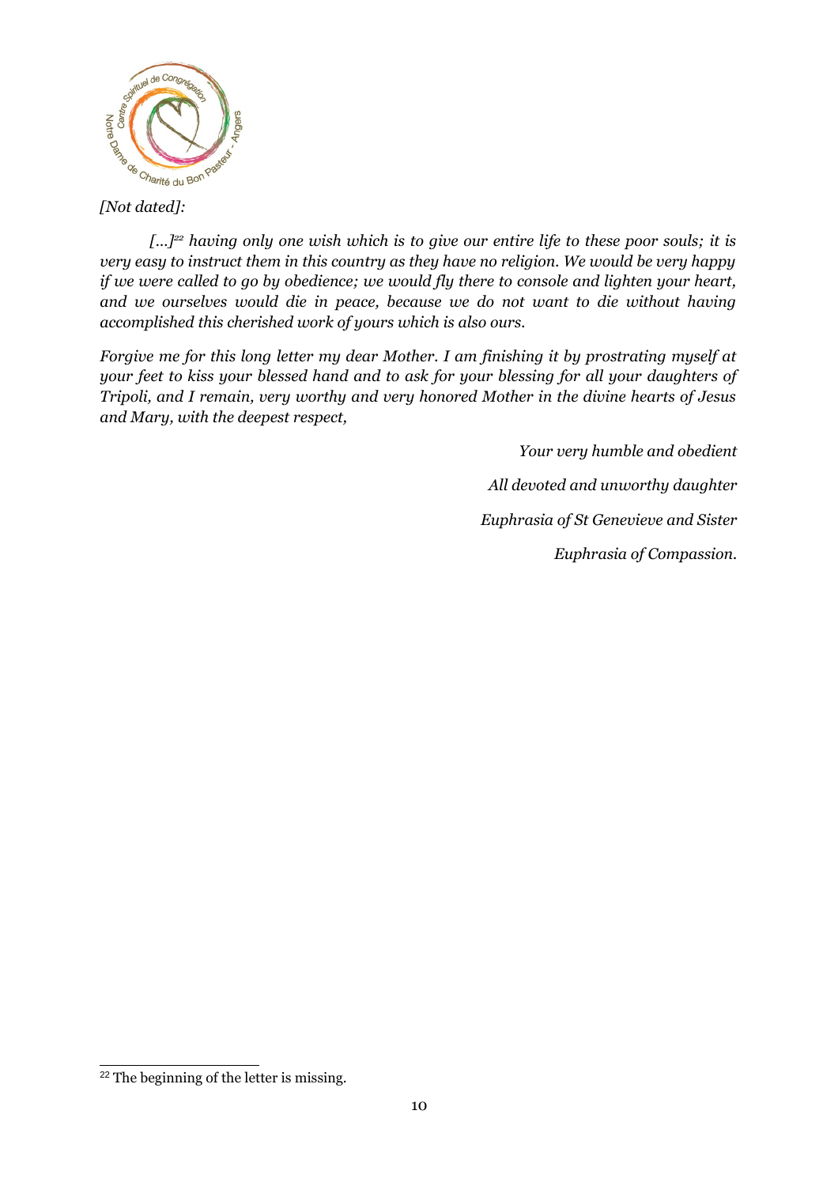*[Not dated]:*

*[...][22] having only one wish which is to give our entire life to these poor souls; it is very easy to instruct them in this country as they have no religion. We would be very happy if we were called to go by obedience; we would fly there to console and lighten your heart, and we ourselves would die in peace, because we do not want to die without having accomplished this cherished work of yours which is also ours.*

*Forgive me for this long letter my dear Mother. I am finishing it by prostrating myself at your feet to kiss your blessed hand and to ask for your blessing for all your daughters of Tripoli, and I remain, very worthy and very honored Mother in the divine hearts of Jesus and Mary, with the deepest respect,*

*Your very humble and obedient*

*All devoted and unworthy daughter*

*Euphrasia of St Genevieve and Sister*

*Euphrasia of Compassion.*

---

[22] The beginning of the letter is missing.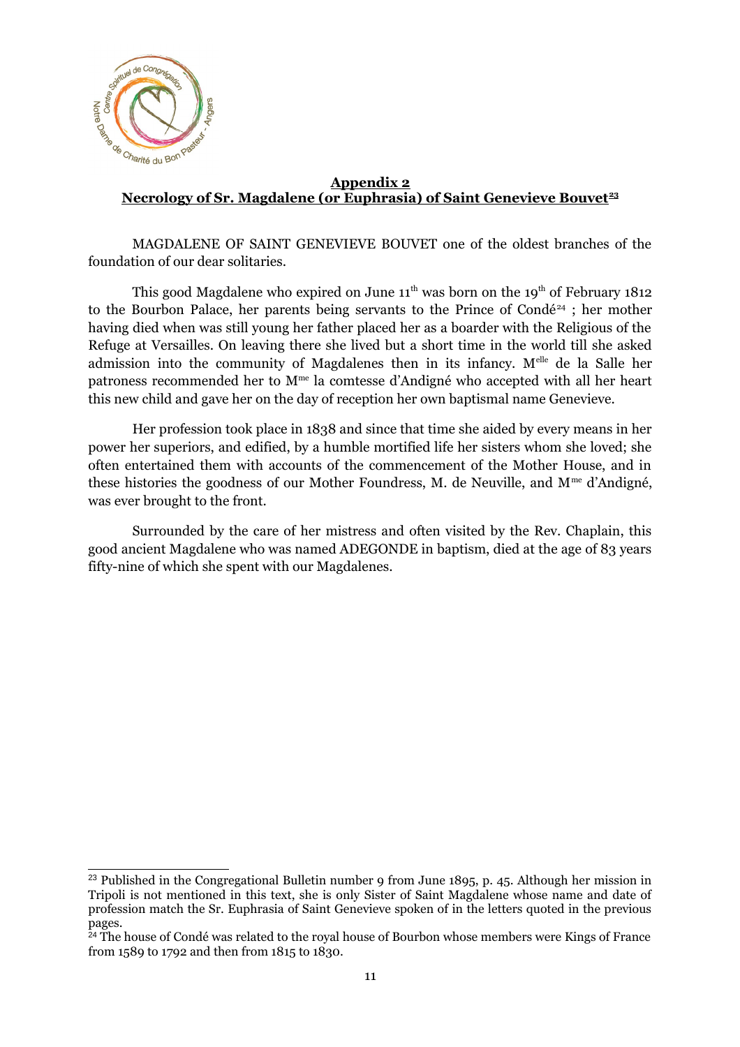## Appendix 2
## Necrology of Sr. Magdalene (or Euphrasia) of Saint Genevieve Bouvet[23]

MAGDALENE OF SAINT GENEVIEVE BOUVET one of the oldest branches of the foundation of our dear solitaries.

This good Magdalene who expired on June 11th was born on the 19th of February 1812 to the Bourbon Palace, her parents being servants to the Prince of Condé[24] ; her mother having died when was still young her father placed her as a boarder with the Religious of the Refuge at Versailles. On leaving there she lived but a short time in the world till she asked admission into the community of Magdalenes then in its infancy. Melle de la Salle her patroness recommended her to Mme la comtesse d'Andigné who accepted with all her heart this new child and gave her on the day of reception her own baptismal name Genevieve.

Her profession took place in 1838 and since that time she aided by every means in her power her superiors, and edified, by a humble mortified life her sisters whom she loved; she often entertained them with accounts of the commencement of the Mother House, and in these histories the goodness of our Mother Foundress, M. de Neuville, and Mme d'Andigné, was ever brought to the front.

Surrounded by the care of her mistress and often visited by the Rev. Chaplain, this good ancient Magdalene who was named ADEGONDE in baptism, died at the age of 83 years fifty-nine of which she spent with our Magdalenes.

---

[23] Published in the Congregational Bulletin number 9 from June 1895, p. 45. Although her mission in Tripoli is not mentioned in this text, she is only Sister of Saint Magdalene whose name and date of profession match the Sr. Euphrasia of Saint Genevieve spoken of in the letters quoted in the previous pages.

[24] The house of Condé was related to the royal house of Bourbon whose members were Kings of France from 1589 to 1792 and then from 1815 to 1830.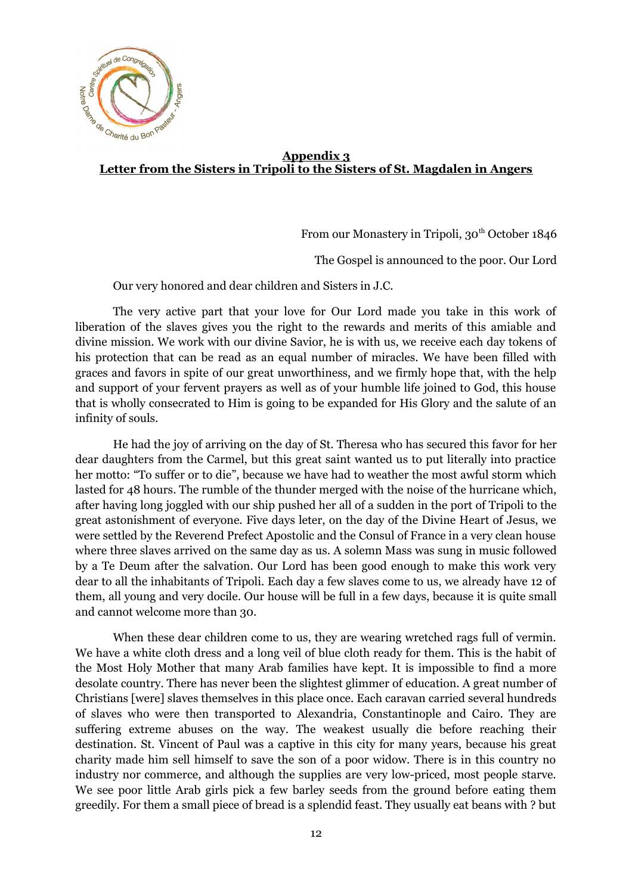**Appendix 3**
**Letter from the Sisters in Tripoli to the Sisters of St. Magdalen in Angers**

From our Monastery in Tripoli, 30th October 1846

The Gospel is announced to the poor. Our Lord

Our very honored and dear children and Sisters in J.C.

The very active part that your love for Our Lord made you take in this work of liberation of the slaves gives you the right to the rewards and merits of this amiable and divine mission. We work with our divine Savior, he is with us, we receive each day tokens of his protection that can be read as an equal number of miracles. We have been filled with graces and favors in spite of our great unworthiness, and we firmly hope that, with the help and support of your fervent prayers as well as of your humble life joined to God, this house that is wholly consecrated to Him is going to be expanded for His Glory and the salute of an infinity of souls.

He had the joy of arriving on the day of St. Theresa who has secured this favor for her dear daughters from the Carmel, but this great saint wanted us to put literally into practice her motto: "To suffer or to die", because we have had to weather the most awful storm which lasted for 48 hours. The rumble of the thunder merged with the noise of the hurricane which, after having long joggled with our ship pushed her all of a sudden in the port of Tripoli to the great astonishment of everyone. Five days leter, on the day of the Divine Heart of Jesus, we were settled by the Reverend Prefect Apostolic and the Consul of France in a very clean house where three slaves arrived on the same day as us. A solemn Mass was sung in music followed by a Te Deum after the salvation. Our Lord has been good enough to make this work very dear to all the inhabitants of Tripoli. Each day a few slaves come to us, we already have 12 of them, all young and very docile. Our house will be full in a few days, because it is quite small and cannot welcome more than 30.

When these dear children come to us, they are wearing wretched rags full of vermin. We have a white cloth dress and a long veil of blue cloth ready for them. This is the habit of the Most Holy Mother that many Arab families have kept. It is impossible to find a more desolate country. There has never been the slightest glimmer of education. A great number of Christians [were] slaves themselves in this place once. Each caravan carried several hundreds of slaves who were then transported to Alexandria, Constantinople and Cairo. They are suffering extreme abuses on the way. The weakest usually die before reaching their destination. St. Vincent of Paul was a captive in this city for many years, because his great charity made him sell himself to save the son of a poor widow. There is in this country no industry nor commerce, and although the supplies are very low-priced, most people starve. We see poor little Arab girls pick a few barley seeds from the ground before eating them greedily. For them a small piece of bread is a splendid feast. They usually eat beans with ? but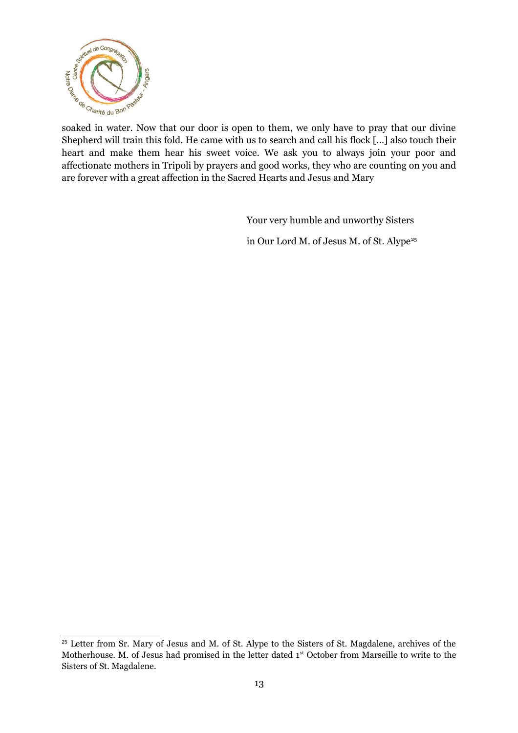soaked in water. Now that our door is open to them, we only have to pray that our divine Shepherd will train this fold. He came with us to search and call his flock [...] also touch their heart and make them hear his sweet voice. We ask you to always join your poor and affectionate mothers in Tripoli by prayers and good works, they who are counting on you and are forever with a great affection in the Sacred Hearts and Jesus and Mary

Your very humble and unworthy Sisters

in Our Lord M. of Jesus M. of St. Alype[25]

---

[25] Letter from Sr. Mary of Jesus and M. of St. Alype to the Sisters of St. Magdalene, archives of the Motherhouse. M. of Jesus had promised in the letter dated 1st October from Marseille to write to the Sisters of St. Magdalene.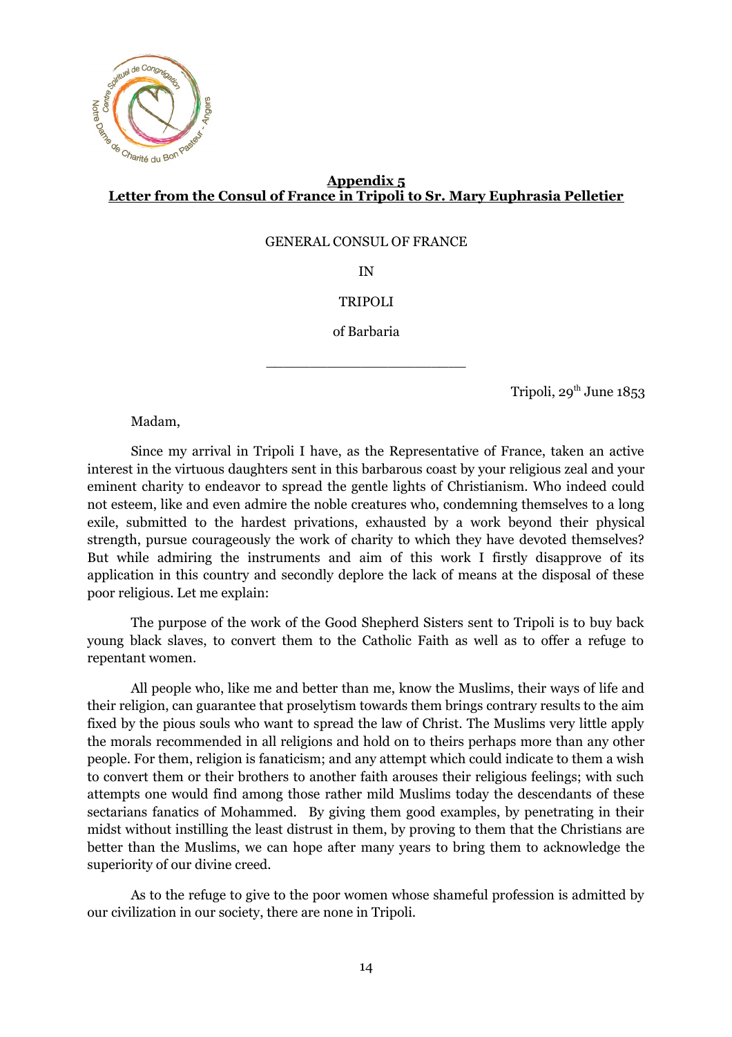## Appendix 5
## Letter from the Consul of France in Tripoli to Sr. Mary Euphrasia Pelletier

GENERAL CONSUL OF FRANCE

IN

TRIPOLI

of Barbaria

---

Tripoli, 29th June 1853

Madam,

Since my arrival in Tripoli I have, as the Representative of France, taken an active interest in the virtuous daughters sent in this barbarous coast by your religious zeal and your eminent charity to endeavor to spread the gentle lights of Christianism. Who indeed could not esteem, like and even admire the noble creatures who, condemning themselves to a long exile, submitted to the hardest privations, exhausted by a work beyond their physical strength, pursue courageously the work of charity to which they have devoted themselves? But while admiring the instruments and aim of this work I firstly disapprove of its application in this country and secondly deplore the lack of means at the disposal of these poor religious. Let me explain:

The purpose of the work of the Good Shepherd Sisters sent to Tripoli is to buy back young black slaves, to convert them to the Catholic Faith as well as to offer a refuge to repentant women.

All people who, like me and better than me, know the Muslims, their ways of life and their religion, can guarantee that proselytism towards them brings contrary results to the aim fixed by the pious souls who want to spread the law of Christ. The Muslims very little apply the morals recommended in all religions and hold on to theirs perhaps more than any other people. For them, religion is fanaticism; and any attempt which could indicate to them a wish to convert them or their brothers to another faith arouses their religious feelings; with such attempts one would find among those rather mild Muslims today the descendants of these sectarians fanatics of Mohammed. By giving them good examples, by penetrating in their midst without instilling the least distrust in them, by proving to them that the Christians are better than the Muslims, we can hope after many years to bring them to acknowledge the superiority of our divine creed.

As to the refuge to give to the poor women whose shameful profession is admitted by our civilization in our society, there are none in Tripoli.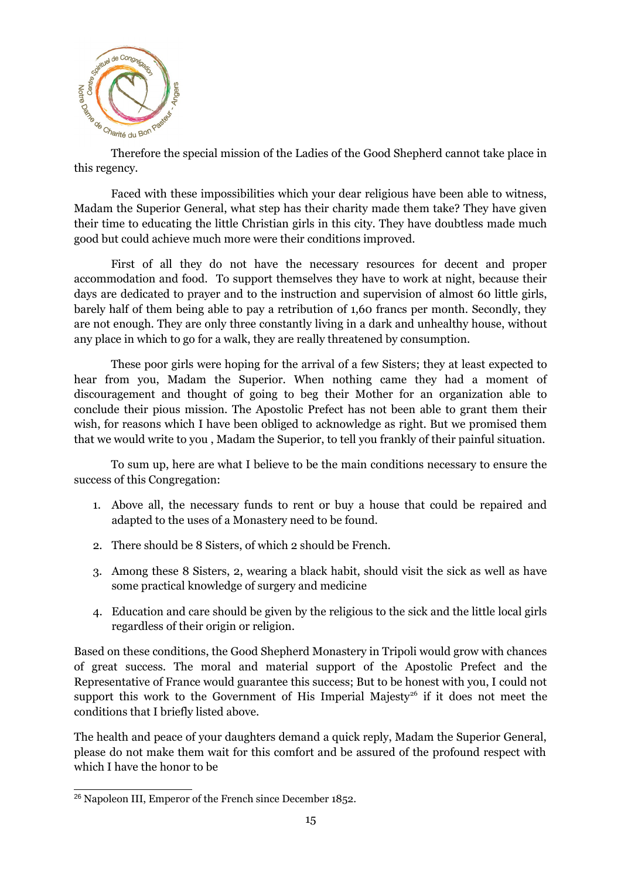Therefore the special mission of the Ladies of the Good Shepherd cannot take place in this regency.

Faced with these impossibilities which your dear religious have been able to witness, Madam the Superior General, what step has their charity made them take? They have given their time to educating the little Christian girls in this city. They have doubtless made much good but could achieve much more were their conditions improved.

First of all they do not have the necessary resources for decent and proper accommodation and food. To support themselves they have to work at night, because their days are dedicated to prayer and to the instruction and supervision of almost 60 little girls, barely half of them being able to pay a retribution of 1,60 francs per month. Secondly, they are not enough. They are only three constantly living in a dark and unhealthy house, without any place in which to go for a walk, they are really threatened by consumption.

These poor girls were hoping for the arrival of a few Sisters; they at least expected to hear from you, Madam the Superior. When nothing came they had a moment of discouragement and thought of going to beg their Mother for an organization able to conclude their pious mission. The Apostolic Prefect has not been able to grant them their wish, for reasons which I have been obliged to acknowledge as right. But we promised them that we would write to you , Madam the Superior, to tell you frankly of their painful situation.

To sum up, here are what I believe to be the main conditions necessary to ensure the success of this Congregation:

1. Above all, the necessary funds to rent or buy a house that could be repaired and adapted to the uses of a Monastery need to be found.
2. There should be 8 Sisters, of which 2 should be French.
3. Among these 8 Sisters, 2, wearing a black habit, should visit the sick as well as have some practical knowledge of surgery and medicine
4. Education and care should be given by the religious to the sick and the little local girls regardless of their origin or religion.

Based on these conditions, the Good Shepherd Monastery in Tripoli would grow with chances of great success. The moral and material support of the Apostolic Prefect and the Representative of France would guarantee this success; But to be honest with you, I could not support this work to the Government of His Imperial Majesty[26] if it does not meet the conditions that I briefly listed above.

The health and peace of your daughters demand a quick reply, Madam the Superior General, please do not make them wait for this comfort and be assured of the profound respect with which I have the honor to be

[26] Napoleon III, Emperor of the French since December 1852.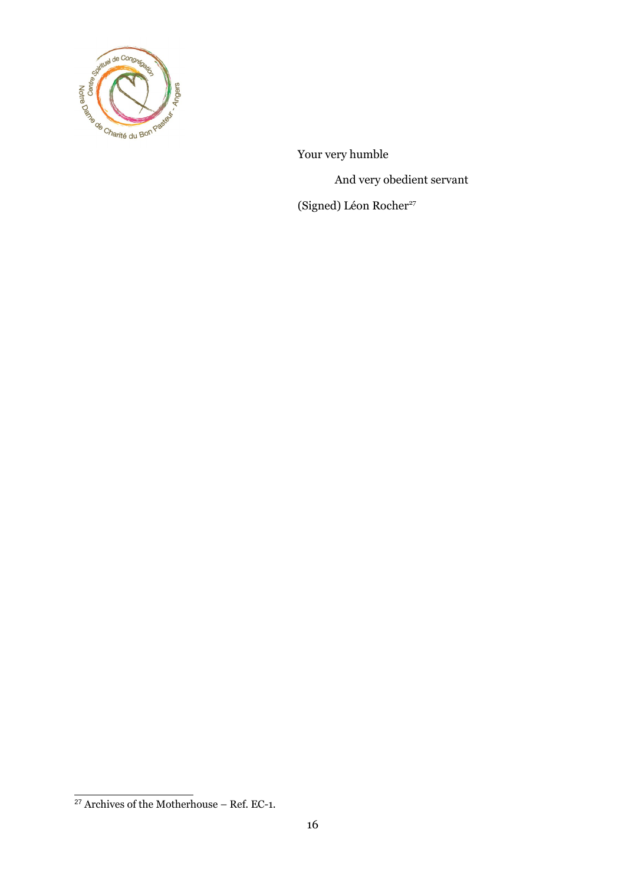Your very humble

And very obedient servant

(Signed) Léon Rocher[27]

[27] Archives of the Motherhouse – Ref. EC-1.